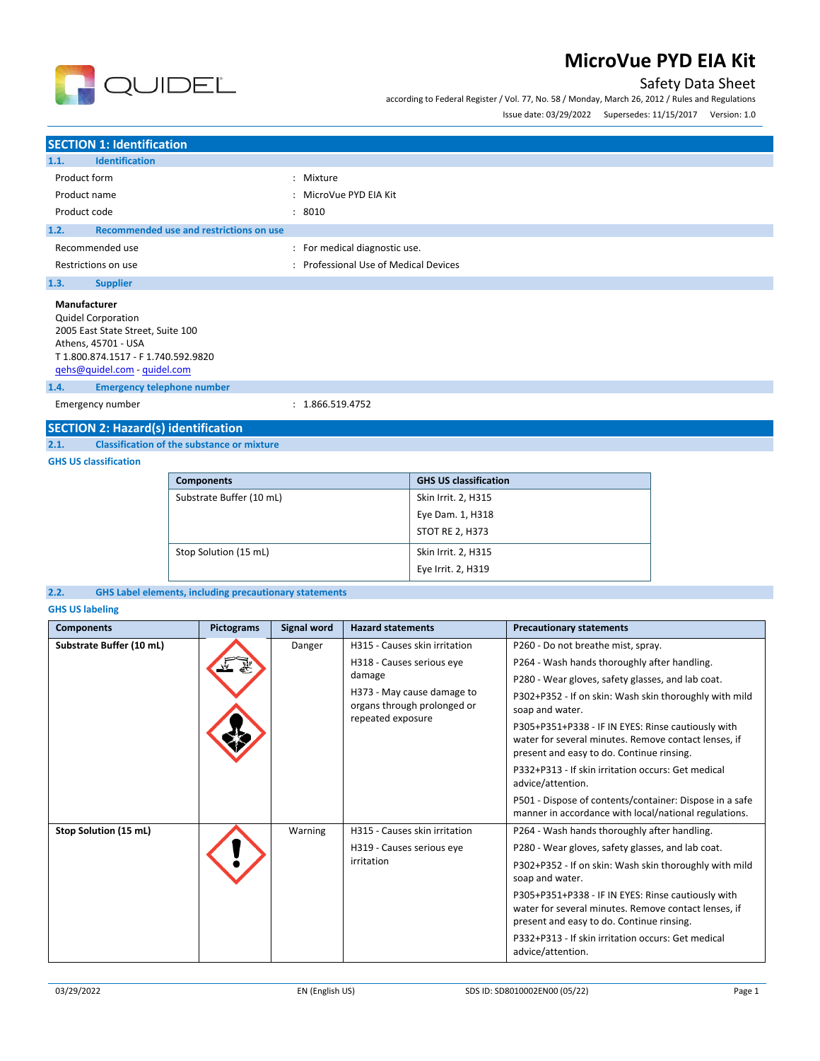# MicroVue PYD EIA Kit

## Safety Data Sheet

according to Federal Register / Vol. 77, No. 58 / Monday, March 26, 2012 / Rules and Regulations

Issue date: 03/29/2022    Supersedes: 11/15/2017    Version: 1.0

## SECTION 1: Identification

### 1.1. Identification

| | |
|---|---|
| Product form | : Mixture |
| Product name | : MicroVue PYD EIA Kit |
| Product code | : 8010 |

### 1.2. Recommended use and restrictions on use

| | |
|---|---|
| Recommended use | : For medical diagnostic use. |
| Restrictions on use | : Professional Use of Medical Devices |

### 1.3. Supplier

**Manufacturer**
Quidel Corporation
2005 East State Street, Suite 100
Athens, 45701 - USA
T 1.800.874.1517 - F 1.740.592.9820
qehs@quidel.com - quidel.com

### 1.4. Emergency telephone number

| | |
|---|---|
| Emergency number | : 1.866.519.4752 |

## SECTION 2: Hazard(s) identification

### 2.1. Classification of the substance or mixture

**GHS US classification**

| Components | GHS US classification |
|---|---|
| Substrate Buffer (10 mL) | Skin Irrit. 2, H315<br>Eye Dam. 1, H318<br>STOT RE 2, H373 |
| Stop Solution (15 mL) | Skin Irrit. 2, H315<br>Eye Irrit. 2, H319 |

### 2.2. GHS Label elements, including precautionary statements

**GHS US labeling**

| Components | Pictograms | Signal word | Hazard statements | Precautionary statements |
|---|---|---|---|---|
| **Substrate Buffer (10 mL)** | | Danger | H315 - Causes skin irritation<br>H318 - Causes serious eye damage<br>H373 - May cause damage to organs through prolonged or repeated exposure | P260 - Do not breathe mist, spray.<br>P264 - Wash hands thoroughly after handling.<br>P280 - Wear gloves, safety glasses, and lab coat.<br>P302+P352 - If on skin: Wash skin thoroughly with mild soap and water.<br>P305+P351+P338 - IF IN EYES: Rinse cautiously with water for several minutes. Remove contact lenses, if present and easy to do. Continue rinsing.<br>P332+P313 - If skin irritation occurs: Get medical advice/attention.<br>P501 - Dispose of contents/container: Dispose in a safe manner in accordance with local/national regulations. |
| **Stop Solution (15 mL)** | | Warning | H315 - Causes skin irritation<br>H319 - Causes serious eye irritation | P264 - Wash hands thoroughly after handling.<br>P280 - Wear gloves, safety glasses, and lab coat.<br>P302+P352 - If on skin: Wash skin thoroughly with mild soap and water.<br>P305+P351+P338 - IF IN EYES: Rinse cautiously with water for several minutes. Remove contact lenses, if present and easy to do. Continue rinsing.<br>P332+P313 - If skin irritation occurs: Get medical advice/attention. |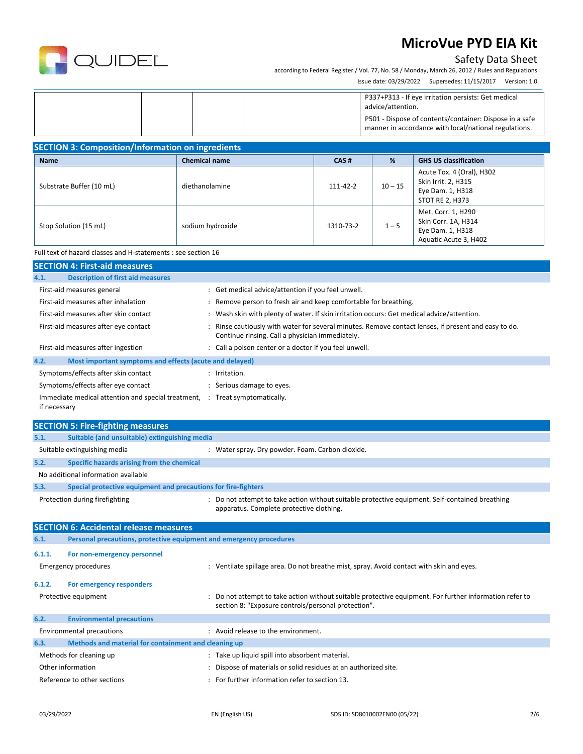| | | | | |
|---|---|---|---|---|
| | | | | P337+P313 - If eye irritation persists: Get medical advice/attention.<br>P501 - Dispose of contents/container: Dispose in a safe manner in accordance with local/national regulations. |

## SECTION 3: Composition/Information on ingredients

| Name | Chemical name | CAS # | % | GHS US classification |
|---|---|---|---|---|
| Substrate Buffer (10 mL) | diethanolamine | 111-42-2 | 10 – 15 | Acute Tox. 4 (Oral), H302<br>Skin Irrit. 2, H315<br>Eye Dam. 1, H318<br>STOT RE 2, H373 |
| Stop Solution (15 mL) | sodium hydroxide | 1310-73-2 | 1 – 5 | Met. Corr. 1, H290<br>Skin Corr. 1A, H314<br>Eye Dam. 1, H318<br>Aquatic Acute 3, H402 |

Full text of hazard classes and H-statements : see section 16

## SECTION 4: First-aid measures

### 4.1. Description of first aid measures

First-aid measures general : Get medical advice/attention if you feel unwell.

First-aid measures after inhalation : Remove person to fresh air and keep comfortable for breathing.

First-aid measures after skin contact : Wash skin with plenty of water. If skin irritation occurs: Get medical advice/attention.

First-aid measures after eye contact : Rinse cautiously with water for several minutes. Remove contact lenses, if present and easy to do. Continue rinsing. Call a physician immediately.

First-aid measures after ingestion : Call a poison center or a doctor if you feel unwell.

### 4.2. Most important symptoms and effects (acute and delayed)

Symptoms/effects after skin contact : Irritation.

Symptoms/effects after eye contact : Serious damage to eyes.

Immediate medical attention and special treatment, if necessary : Treat symptomatically.

## SECTION 5: Fire-fighting measures

### 5.1. Suitable (and unsuitable) extinguishing media

Suitable extinguishing media : Water spray. Dry powder. Foam. Carbon dioxide.

### 5.2. Specific hazards arising from the chemical

No additional information available

### 5.3. Special protective equipment and precautions for fire-fighters

Protection during firefighting : Do not attempt to take action without suitable protective equipment. Self-contained breathing apparatus. Complete protective clothing.

## SECTION 6: Accidental release measures

### 6.1. Personal precautions, protective equipment and emergency procedures

#### 6.1.1. For non-emergency personnel

Emergency procedures : Ventilate spillage area. Do not breathe mist, spray. Avoid contact with skin and eyes.

#### 6.1.2. For emergency responders

Protective equipment : Do not attempt to take action without suitable protective equipment. For further information refer to section 8: "Exposure controls/personal protection".

### 6.2. Environmental precautions

Environmental precautions : Avoid release to the environment.

### 6.3. Methods and material for containment and cleaning up

Methods for cleaning up : Take up liquid spill into absorbent material.

Other information : Dispose of materials or solid residues at an authorized site.

Reference to other sections : For further information refer to section 13.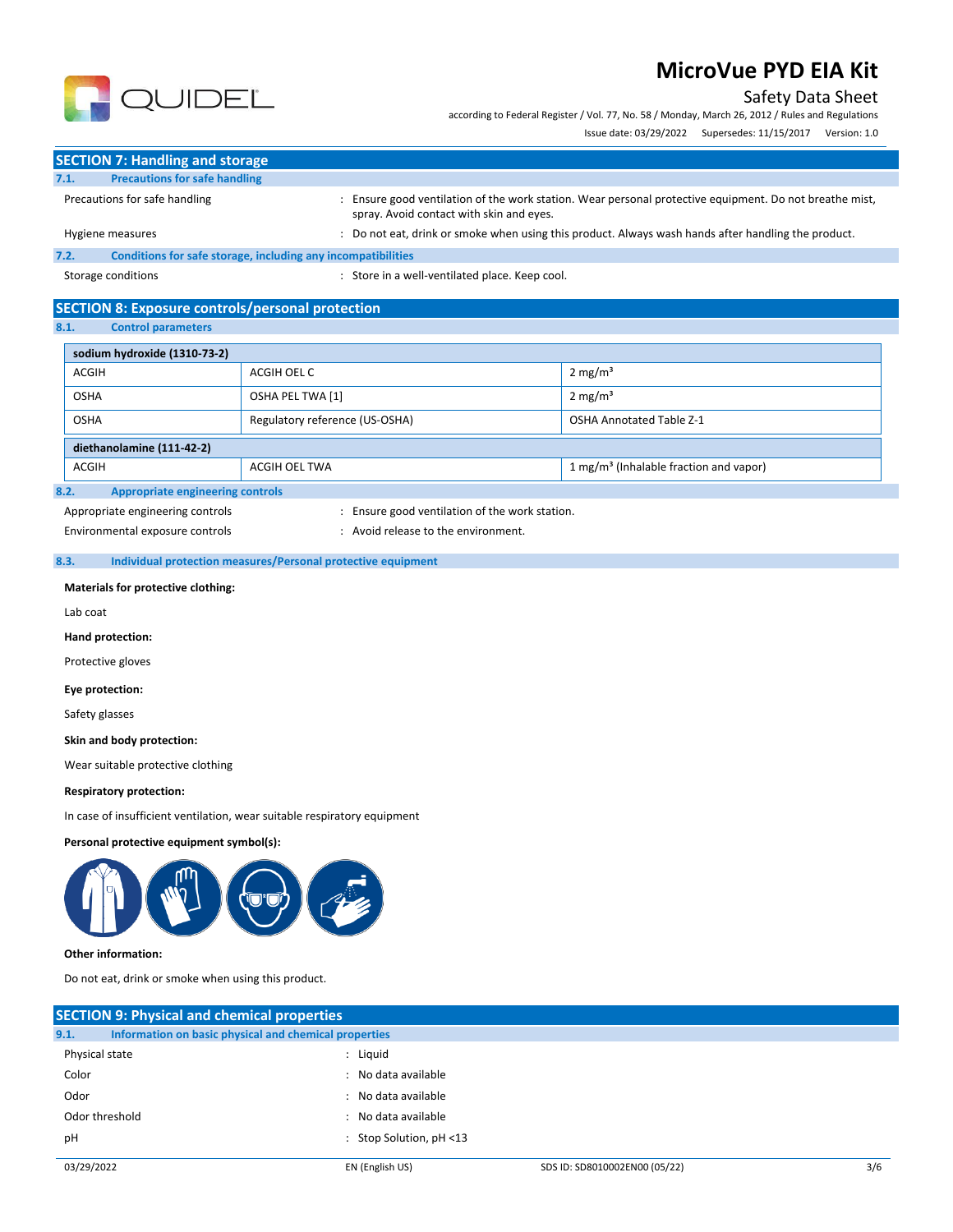## SECTION 7: Handling and storage

### 7.1. Precautions for safe handling

Precautions for safe handling : Ensure good ventilation of the work station. Wear personal protective equipment. Do not breathe mist, spray. Avoid contact with skin and eyes.

Hygiene measures : Do not eat, drink or smoke when using this product. Always wash hands after handling the product.

### 7.2. Conditions for safe storage, including any incompatibilities

Storage conditions : Store in a well-ventilated place. Keep cool.

## SECTION 8: Exposure controls/personal protection

### 8.1. Control parameters

| sodium hydroxide (1310-73-2) | | |
|---|---|---|
| ACGIH | ACGIH OEL C | 2 mg/m³ |
| OSHA | OSHA PEL TWA [1] | 2 mg/m³ |
| OSHA | Regulatory reference (US-OSHA) | OSHA Annotated Table Z-1 |

| diethanolamine (111-42-2) | | |
|---|---|---|
| ACGIH | ACGIH OEL TWA | 1 mg/m³ (Inhalable fraction and vapor) |

### 8.2. Appropriate engineering controls

Appropriate engineering controls : Ensure good ventilation of the work station.

Environmental exposure controls : Avoid release to the environment.

### 8.3. Individual protection measures/Personal protective equipment

**Materials for protective clothing:**

Lab coat

**Hand protection:**

Protective gloves

**Eye protection:**

Safety glasses

**Skin and body protection:**

Wear suitable protective clothing

**Respiratory protection:**

In case of insufficient ventilation, wear suitable respiratory equipment

**Personal protective equipment symbol(s):**

**Other information:**

Do not eat, drink or smoke when using this product.

## SECTION 9: Physical and chemical properties

### 9.1. Information on basic physical and chemical properties

Physical state : Liquid

Color : No data available

Odor : No data available

Odor threshold : No data available

pH : Stop Solution, pH <13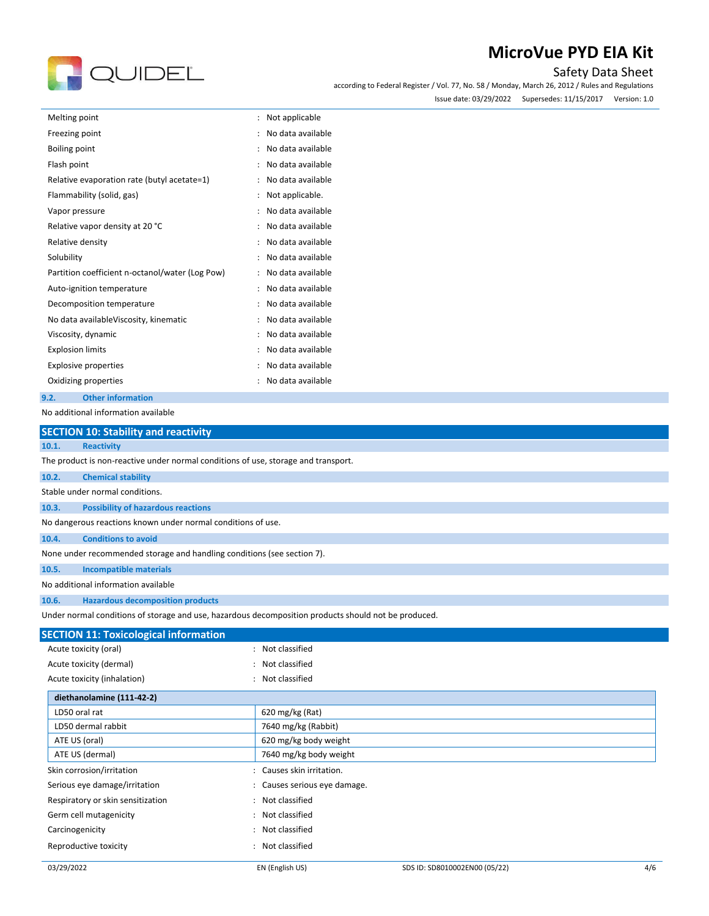| | | |
|---|---|---|
| Melting point | : | Not applicable |
| Freezing point | : | No data available |
| Boiling point | : | No data available |
| Flash point | : | No data available |
| Relative evaporation rate (butyl acetate=1) | : | No data available |
| Flammability (solid, gas) | : | Not applicable. |
| Vapor pressure | : | No data available |
| Relative vapor density at 20 °C | : | No data available |
| Relative density | : | No data available |
| Solubility | : | No data available |
| Partition coefficient n-octanol/water (Log Pow) | : | No data available |
| Auto-ignition temperature | : | No data available |
| Decomposition temperature | : | No data available |
| No data availableViscosity, kinematic | : | No data available |
| Viscosity, dynamic | : | No data available |
| Explosion limits | : | No data available |
| Explosive properties | : | No data available |
| Oxidizing properties | : | No data available |

### 9.2. Other information

No additional information available

## SECTION 10: Stability and reactivity

### 10.1. Reactivity

The product is non-reactive under normal conditions of use, storage and transport.

### 10.2. Chemical stability

Stable under normal conditions.

### 10.3. Possibility of hazardous reactions

No dangerous reactions known under normal conditions of use.

### 10.4. Conditions to avoid

None under recommended storage and handling conditions (see section 7).

### 10.5. Incompatible materials

No additional information available

### 10.6. Hazardous decomposition products

Under normal conditions of storage and use, hazardous decomposition products should not be produced.

## SECTION 11: Toxicological information

| | | |
|---|---|---|
| Acute toxicity (oral) | : | Not classified |
| Acute toxicity (dermal) | : | Not classified |
| Acute toxicity (inhalation) | : | Not classified |

| diethanolamine (111-42-2) | |
|---|---|
| LD50 oral rat | 620 mg/kg (Rat) |
| LD50 dermal rabbit | 7640 mg/kg (Rabbit) |
| ATE US (oral) | 620 mg/kg body weight |
| ATE US (dermal) | 7640 mg/kg body weight |

| | | |
|---|---|---|
| Skin corrosion/irritation | : | Causes skin irritation. |
| Serious eye damage/irritation | : | Causes serious eye damage. |
| Respiratory or skin sensitization | : | Not classified |
| Germ cell mutagenicity | : | Not classified |
| Carcinogenicity | : | Not classified |
| Reproductive toxicity | : | Not classified |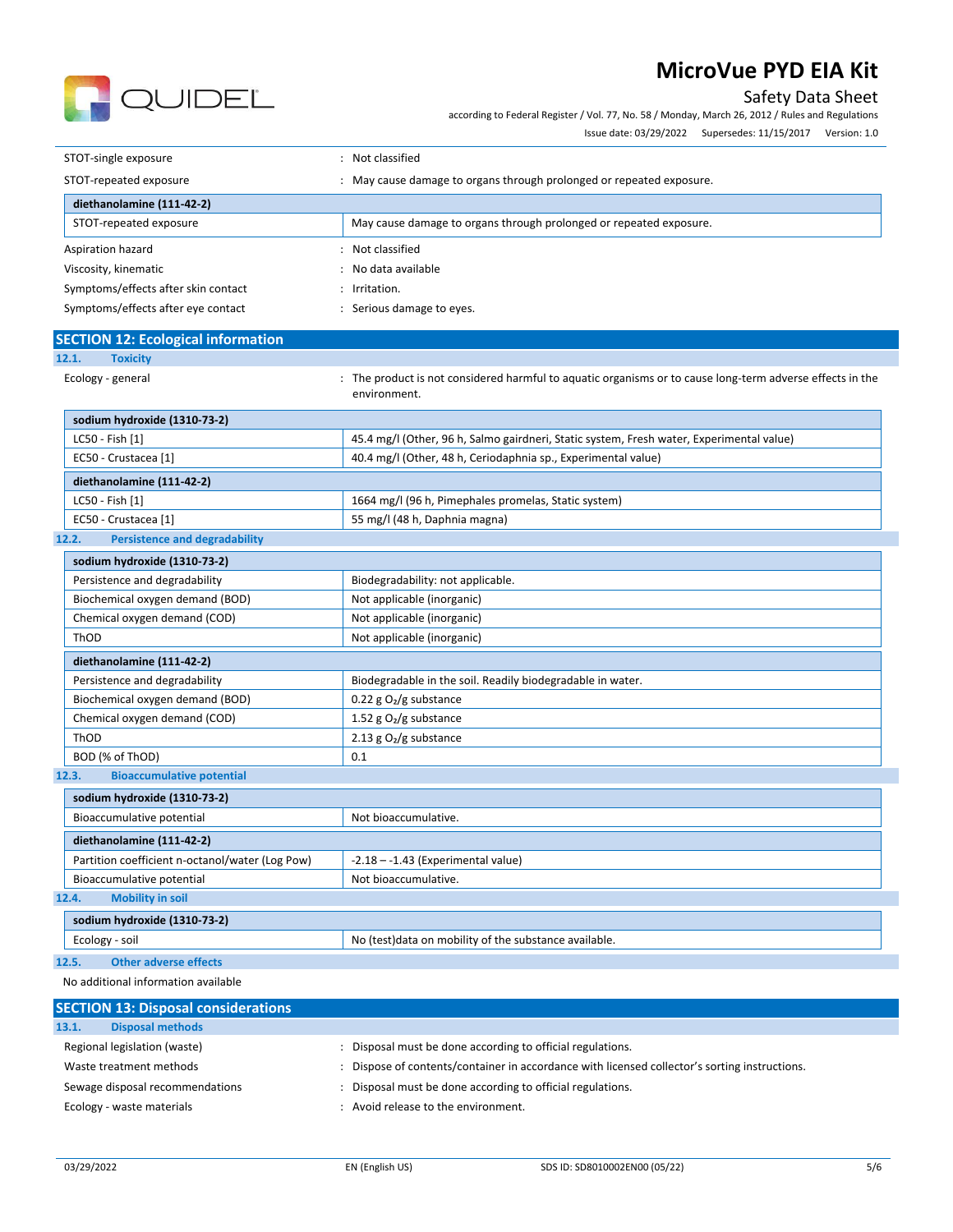STOT-single exposure : Not classified

STOT-repeated exposure : May cause damage to organs through prolonged or repeated exposure.

| diethanolamine (111-42-2) | |
|---|---|
| STOT-repeated exposure | May cause damage to organs through prolonged or repeated exposure. |

Aspiration hazard : Not classified

Viscosity, kinematic : No data available

Symptoms/effects after skin contact : Irritation.

Symptoms/effects after eye contact : Serious damage to eyes.

## SECTION 12: Ecological information

### 12.1. Toxicity

Ecology - general : The product is not considered harmful to aquatic organisms or to cause long-term adverse effects in the environment.

| sodium hydroxide (1310-73-2) | |
|---|---|
| LC50 - Fish [1] | 45.4 mg/l (Other, 96 h, Salmo gairdneri, Static system, Fresh water, Experimental value) |
| EC50 - Crustacea [1] | 40.4 mg/l (Other, 48 h, Ceriodaphnia sp., Experimental value) |
| **diethanolamine (111-42-2)** | |
| LC50 - Fish [1] | 1664 mg/l (96 h, Pimephales promelas, Static system) |
| EC50 - Crustacea [1] | 55 mg/l (48 h, Daphnia magna) |

### 12.2. Persistence and degradability

| sodium hydroxide (1310-73-2) | |
|---|---|
| Persistence and degradability | Biodegradability: not applicable. |
| Biochemical oxygen demand (BOD) | Not applicable (inorganic) |
| Chemical oxygen demand (COD) | Not applicable (inorganic) |
| ThOD | Not applicable (inorganic) |
| **diethanolamine (111-42-2)** | |
| Persistence and degradability | Biodegradable in the soil. Readily biodegradable in water. |
| Biochemical oxygen demand (BOD) | 0.22 g $O_2$/g substance |
| Chemical oxygen demand (COD) | 1.52 g $O_2$/g substance |
| ThOD | 2.13 g $O_2$/g substance |
| BOD (% of ThOD) | 0.1 |

### 12.3. Bioaccumulative potential

| sodium hydroxide (1310-73-2) | |
|---|---|
| Bioaccumulative potential | Not bioaccumulative. |
| **diethanolamine (111-42-2)** | |
| Partition coefficient n-octanol/water (Log Pow) | -2.18 – -1.43 (Experimental value) |
| Bioaccumulative potential | Not bioaccumulative. |

### 12.4. Mobility in soil

| sodium hydroxide (1310-73-2) | |
|---|---|
| Ecology - soil | No (test)data on mobility of the substance available. |

### 12.5. Other adverse effects

No additional information available

## SECTION 13: Disposal considerations

### 13.1. Disposal methods

Regional legislation (waste) : Disposal must be done according to official regulations.

Waste treatment methods : Dispose of contents/container in accordance with licensed collector's sorting instructions.

Sewage disposal recommendations : Disposal must be done according to official regulations.

Ecology - waste materials : Avoid release to the environment.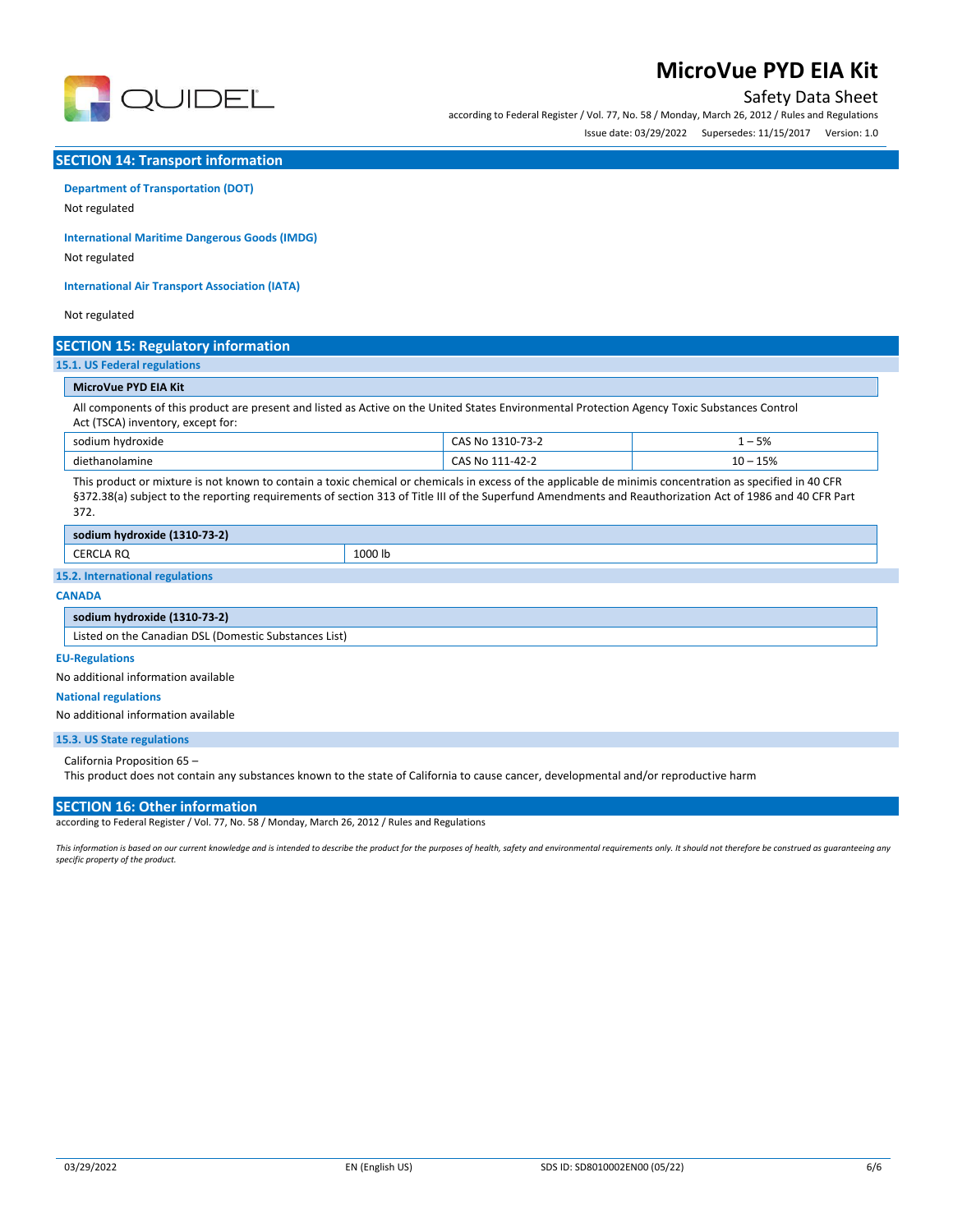## SECTION 14: Transport information

**Department of Transportation (DOT)**

Not regulated

**International Maritime Dangerous Goods (IMDG)**

Not regulated

**International Air Transport Association (IATA)**

Not regulated

## SECTION 15: Regulatory information

### 15.1. US Federal regulations

**MicroVue PYD EIA Kit**

All components of this product are present and listed as Active on the United States Environmental Protection Agency Toxic Substances Control Act (TSCA) inventory, except for:

| | | |
|---|---|---|
| sodium hydroxide | CAS No 1310-73-2 | 1 – 5% |
| diethanolamine | CAS No 111-42-2 | 10 – 15% |

This product or mixture is not known to contain a toxic chemical or chemicals in excess of the applicable de minimis concentration as specified in 40 CFR §372.38(a) subject to the reporting requirements of section 313 of Title III of the Superfund Amendments and Reauthorization Act of 1986 and 40 CFR Part 372.

| sodium hydroxide (1310-73-2) | |
|---|---|
| CERCLA RQ | 1000 lb |

### 15.2. International regulations

**CANADA**

| sodium hydroxide (1310-73-2) |
|---|
| Listed on the Canadian DSL (Domestic Substances List) |

**EU-Regulations**

No additional information available

**National regulations**

No additional information available

### 15.3. US State regulations

California Proposition 65 –
This product does not contain any substances known to the state of California to cause cancer, developmental and/or reproductive harm

## SECTION 16: Other information

according to Federal Register / Vol. 77, No. 58 / Monday, March 26, 2012 / Rules and Regulations

*This information is based on our current knowledge and is intended to describe the product for the purposes of health, safety and environmental requirements only. It should not therefore be construed as guaranteeing any specific property of the product.*